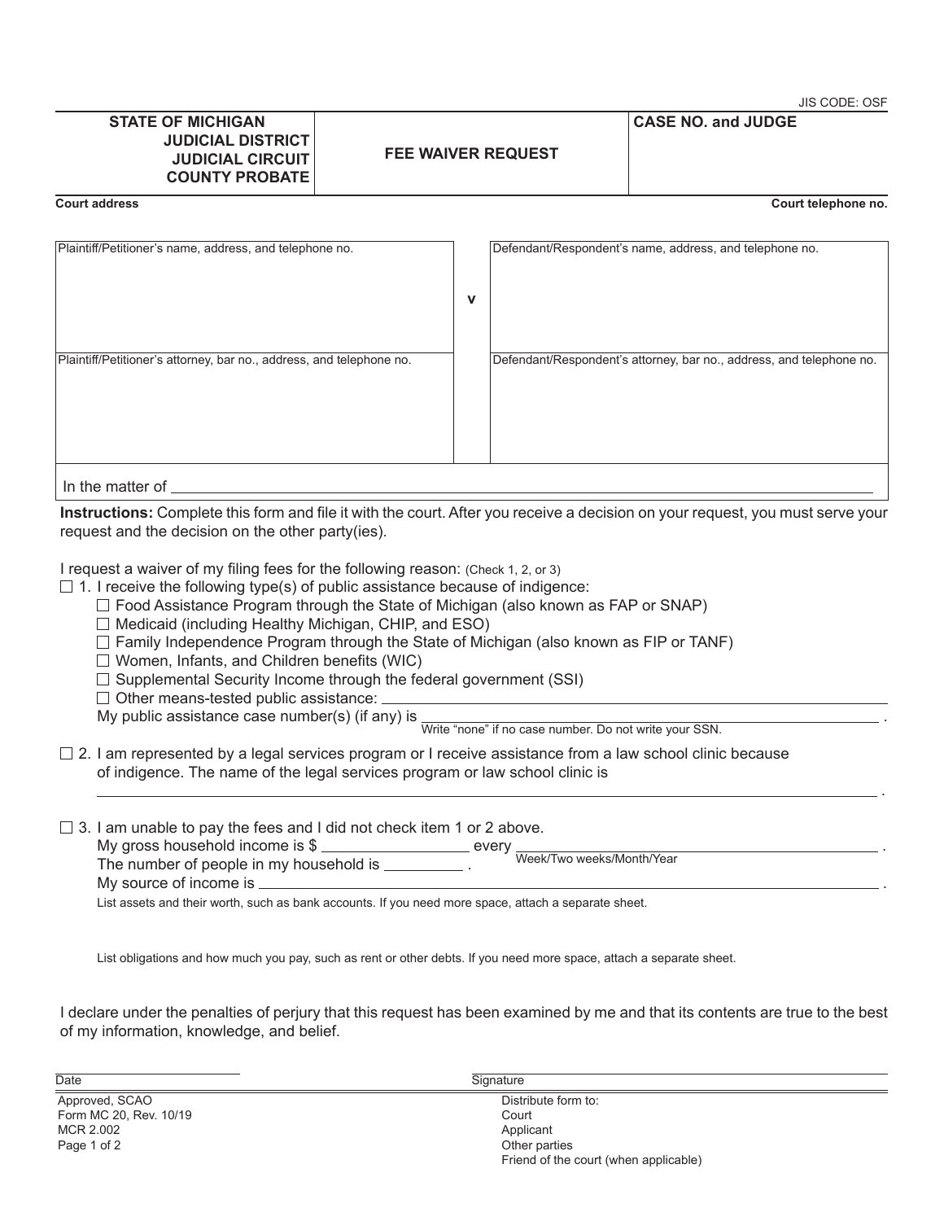JIS CODE: OSF

| STATE OF MICHIGAN<br>JUDICIAL DISTRICT<br>JUDICIAL CIRCUIT<br>COUNTY PROBATE | FEE WAIVER REQUEST | CASE NO. and JUDGE |
|---|---|---|

Court address | Court telephone no.

| Plaintiff/Petitioner's name, address, and telephone no. | v | Defendant/Respondent's name, address, and telephone no. |
|---|---|---|
| Plaintiff/Petitioner's attorney, bar no., address, and telephone no. | | Defendant/Respondent's attorney, bar no., address, and telephone no. |

In the matter of ______________________________

**Instructions:** Complete this form and file it with the court. After you receive a decision on your request, you must serve your request and the decision on the other party(ies).

I request a waiver of my filing fees for the following reason: (Check 1, 2, or 3)

☐ 1. I receive the following type(s) of public assistance because of indigence:
- ☐ Food Assistance Program through the State of Michigan (also known as FAP or SNAP)
- ☐ Medicaid (including Healthy Michigan, CHIP, and ESO)
- ☐ Family Independence Program through the State of Michigan (also known as FIP or TANF)
- ☐ Women, Infants, and Children benefits (WIC)
- ☐ Supplemental Security Income through the federal government (SSI)
- ☐ Other means-tested public assistance: ______________________________

My public assistance case number(s) (if any) is ______________________________ .
Write "none" if no case number. Do not write your SSN.

☐ 2. I am represented by a legal services program or I receive assistance from a law school clinic because of indigence. The name of the legal services program or law school clinic is
______________________________ .

☐ 3. I am unable to pay the fees and I did not check item 1 or 2 above.
My gross household income is $ __________ every ______________________________ .
Week/Two weeks/Month/Year
The number of people in my household is __________ .
My source of income is ______________________________ .
List assets and their worth, such as bank accounts. If you need more space, attach a separate sheet.

List obligations and how much you pay, such as rent or other debts. If you need more space, attach a separate sheet.

I declare under the penalties of perjury that this request has been examined by me and that its contents are true to the best of my information, knowledge, and belief.

______________________
Date

______________________
Signature

Approved, SCAO
Form MC 20, Rev. 10/19
MCR 2.002

Distribute form to:
Court
Applicant
Other parties
Friend of the court (when applicable)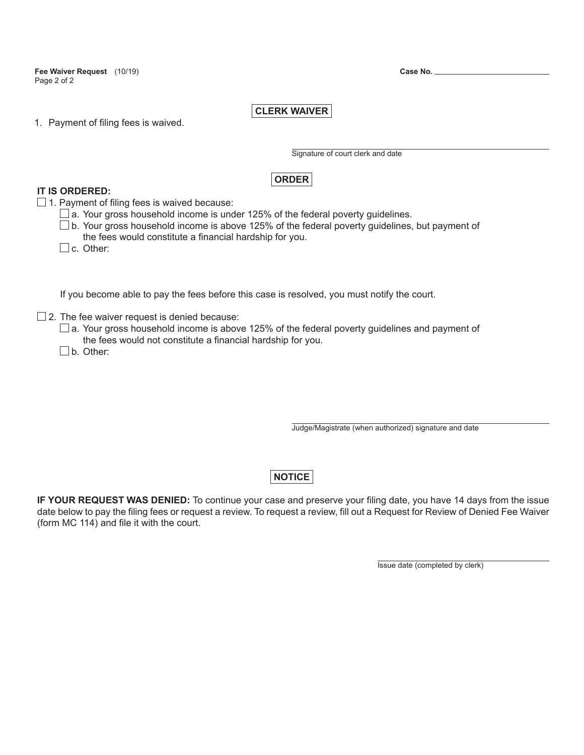Case No. \_\_\_\_\_\_\_\_\_\_\_\_\_\_\_\_\_\_\_\_

## CLERK WAIVER

1. Payment of filing fees is waived.

\_\_\_\_\_\_\_\_\_\_\_\_\_\_\_\_\_\_\_\_\_\_\_\_\_\_\_\_\_\_\_\_\_\_\_\_\_\_\_\_
Signature of court clerk and date

## ORDER

**IT IS ORDERED:**

☐ 1. Payment of filing fees is waived because:

- ☐ a. Your gross household income is under 125% of the federal poverty guidelines.
- ☐ b. Your gross household income is above 125% of the federal poverty guidelines, but payment of the fees would constitute a financial hardship for you.
- ☐ c. Other:

If you become able to pay the fees before this case is resolved, you must notify the court.

☐ 2. The fee waiver request is denied because:

- ☐ a. Your gross household income is above 125% of the federal poverty guidelines and payment of the fees would not constitute a financial hardship for you.
- ☐ b. Other:

\_\_\_\_\_\_\_\_\_\_\_\_\_\_\_\_\_\_\_\_\_\_\_\_\_\_\_\_\_\_\_\_\_\_\_\_\_\_\_\_
Judge/Magistrate (when authorized) signature and date

## NOTICE

**IF YOUR REQUEST WAS DENIED:** To continue your case and preserve your filing date, you have 14 days from the issue date below to pay the filing fees or request a review. To request a review, fill out a Request for Review of Denied Fee Waiver (form MC 114) and file it with the court.

\_\_\_\_\_\_\_\_\_\_\_\_\_\_\_\_\_\_\_\_\_\_\_\_\_\_\_\_\_\_\_\_\_\_\_\_\_\_\_\_
Issue date (completed by clerk)